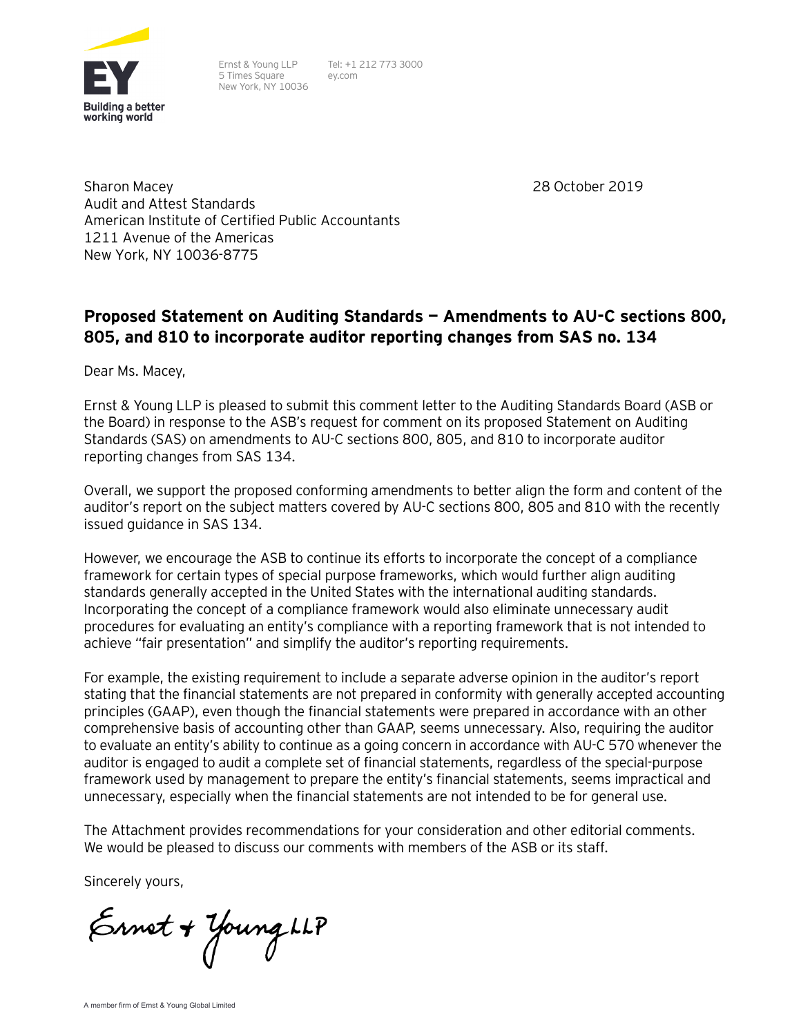Ernst & Young LLP
5 Times Square
New York, NY 10036

Tel: +1 212 773 3000
ey.com

Sharon Macey
Audit and Attest Standards
American Institute of Certified Public Accountants
1211 Avenue of the Americas
New York, NY 10036-8775

28 October 2019

**Proposed Statement on Auditing Standards — Amendments to AU-C sections 800, 805, and 810 to incorporate auditor reporting changes from SAS no. 134**

Dear Ms. Macey,

Ernst & Young LLP is pleased to submit this comment letter to the Auditing Standards Board (ASB or the Board) in response to the ASB's request for comment on its proposed Statement on Auditing Standards (SAS) on amendments to AU-C sections 800, 805, and 810 to incorporate auditor reporting changes from SAS 134.

Overall, we support the proposed conforming amendments to better align the form and content of the auditor's report on the subject matters covered by AU-C sections 800, 805 and 810 with the recently issued guidance in SAS 134.

However, we encourage the ASB to continue its efforts to incorporate the concept of a compliance framework for certain types of special purpose frameworks, which would further align auditing standards generally accepted in the United States with the international auditing standards. Incorporating the concept of a compliance framework would also eliminate unnecessary audit procedures for evaluating an entity's compliance with a reporting framework that is not intended to achieve "fair presentation" and simplify the auditor's reporting requirements.

For example, the existing requirement to include a separate adverse opinion in the auditor's report stating that the financial statements are not prepared in conformity with generally accepted accounting principles (GAAP), even though the financial statements were prepared in accordance with an other comprehensive basis of accounting other than GAAP, seems unnecessary. Also, requiring the auditor to evaluate an entity's ability to continue as a going concern in accordance with AU-C 570 whenever the auditor is engaged to audit a complete set of financial statements, regardless of the special-purpose framework used by management to prepare the entity's financial statements, seems impractical and unnecessary, especially when the financial statements are not intended to be for general use.

The Attachment provides recommendations for your consideration and other editorial comments. We would be pleased to discuss our comments with members of the ASB or its staff.

Sincerely yours,

Ernst + Young LLP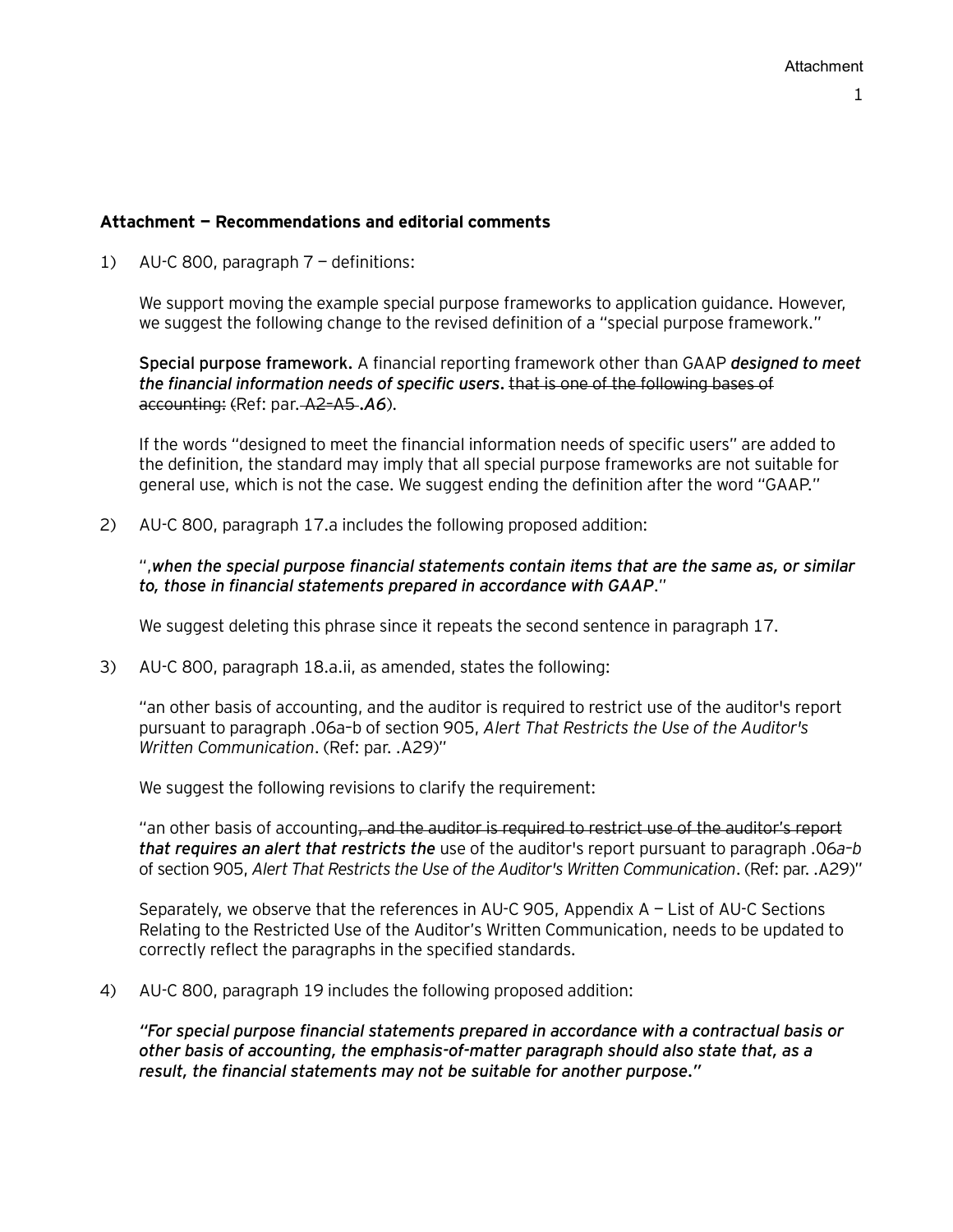**Attachment — Recommendations and editorial comments**

1) AU-C 800, paragraph 7 — definitions:

   We support moving the example special purpose frameworks to application guidance. However, we suggest the following change to the revised definition of a "special purpose framework."

   **Special purpose framework.** A financial reporting framework other than GAAP ***designed to meet the financial information needs of specific users***. ~~that is one of the following bases of accounting:~~ (Ref: par.~~ A2–A5 ~~***.A6***).

   If the words "designed to meet the financial information needs of specific users" are added to the definition, the standard may imply that all special purpose frameworks are not suitable for general use, which is not the case. We suggest ending the definition after the word "GAAP."

2) AU-C 800, paragraph 17.a includes the following proposed addition:

   ",***when the special purpose financial statements contain items that are the same as, or similar to, those in financial statements prepared in accordance with GAAP***."

   We suggest deleting this phrase since it repeats the second sentence in paragraph 17.

3) AU-C 800, paragraph 18.a.ii, as amended, states the following:

   "an other basis of accounting, and the auditor is required to restrict use of the auditor's report pursuant to paragraph .06a–b of section 905, *Alert That Restricts the Use of the Auditor's Written Communication*. (Ref: par. .A29)"

   We suggest the following revisions to clarify the requirement:

   "an other basis of accounting~~, and the auditor is required to restrict use of the auditor's report~~ ***that requires an alert that restricts the*** use of the auditor's report pursuant to paragraph .06*a–b* of section 905, *Alert That Restricts the Use of the Auditor's Written Communication*. (Ref: par. .A29)"

   Separately, we observe that the references in AU-C 905, Appendix A — List of AU-C Sections Relating to the Restricted Use of the Auditor's Written Communication, needs to be updated to correctly reflect the paragraphs in the specified standards.

4) AU-C 800, paragraph 19 includes the following proposed addition:

   ***"For special purpose financial statements prepared in accordance with a contractual basis or other basis of accounting, the emphasis-of-matter paragraph should also state that, as a result, the financial statements may not be suitable for another purpose."***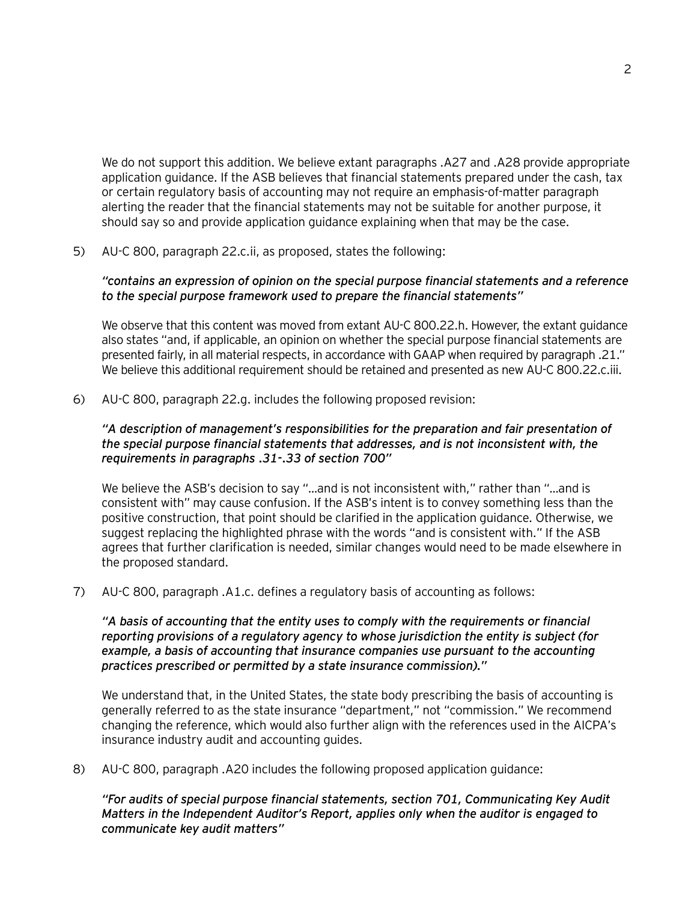We do not support this addition. We believe extant paragraphs .A27 and .A28 provide appropriate application guidance. If the ASB believes that financial statements prepared under the cash, tax or certain regulatory basis of accounting may not require an emphasis-of-matter paragraph alerting the reader that the financial statements may not be suitable for another purpose, it should say so and provide application guidance explaining when that may be the case.

5) AU-C 800, paragraph 22.c.ii, as proposed, states the following:

   *"contains an expression of opinion on the special purpose financial statements and a reference to the special purpose framework used to prepare the financial statements"*

   We observe that this content was moved from extant AU-C 800.22.h. However, the extant guidance also states "and, if applicable, an opinion on whether the special purpose financial statements are presented fairly, in all material respects, in accordance with GAAP when required by paragraph .21." We believe this additional requirement should be retained and presented as new AU-C 800.22.c.iii.

6) AU-C 800, paragraph 22.g. includes the following proposed revision:

   *"A description of management's responsibilities for the preparation and fair presentation of the special purpose financial statements that addresses, and is not inconsistent with, the requirements in paragraphs .31-.33 of section 700"*

   We believe the ASB's decision to say "…and is not inconsistent with," rather than "…and is consistent with" may cause confusion. If the ASB's intent is to convey something less than the positive construction, that point should be clarified in the application guidance. Otherwise, we suggest replacing the highlighted phrase with the words "and is consistent with." If the ASB agrees that further clarification is needed, similar changes would need to be made elsewhere in the proposed standard.

7) AU-C 800, paragraph .A1.c. defines a regulatory basis of accounting as follows:

   *"A basis of accounting that the entity uses to comply with the requirements or financial reporting provisions of a regulatory agency to whose jurisdiction the entity is subject (for example, a basis of accounting that insurance companies use pursuant to the accounting practices prescribed or permitted by a state insurance commission)."*

   We understand that, in the United States, the state body prescribing the basis of accounting is generally referred to as the state insurance "department," not "commission." We recommend changing the reference, which would also further align with the references used in the AICPA's insurance industry audit and accounting guides.

8) AU-C 800, paragraph .A20 includes the following proposed application guidance:

   *"For audits of special purpose financial statements, section 701, Communicating Key Audit Matters in the Independent Auditor's Report, applies only when the auditor is engaged to communicate key audit matters"*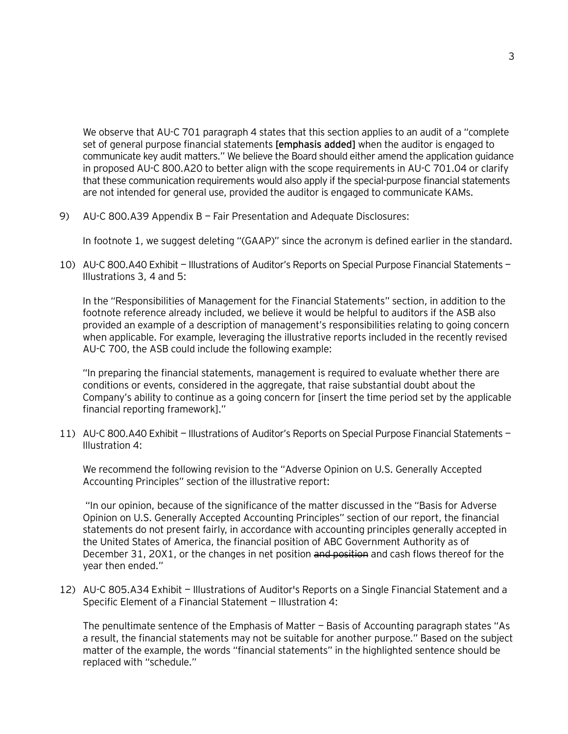We observe that AU-C 701 paragraph 4 states that this section applies to an audit of a "complete set of general purpose financial statements **[emphasis added]** when the auditor is engaged to communicate key audit matters." We believe the Board should either amend the application guidance in proposed AU-C 800.A20 to better align with the scope requirements in AU-C 701.04 or clarify that these communication requirements would also apply if the special-purpose financial statements are not intended for general use, provided the auditor is engaged to communicate KAMs.

9) AU-C 800.A39 Appendix B — Fair Presentation and Adequate Disclosures:

   In footnote 1, we suggest deleting "(GAAP)" since the acronym is defined earlier in the standard.

10) AU-C 800.A40 Exhibit — Illustrations of Auditor's Reports on Special Purpose Financial Statements — Illustrations 3, 4 and 5:

    In the "Responsibilities of Management for the Financial Statements" section, in addition to the footnote reference already included, we believe it would be helpful to auditors if the ASB also provided an example of a description of management's responsibilities relating to going concern when applicable. For example, leveraging the illustrative reports included in the recently revised AU-C 700, the ASB could include the following example:

    "In preparing the financial statements, management is required to evaluate whether there are conditions or events, considered in the aggregate, that raise substantial doubt about the Company's ability to continue as a going concern for [insert the time period set by the applicable financial reporting framework]."

11) AU-C 800.A40 Exhibit — Illustrations of Auditor's Reports on Special Purpose Financial Statements — Illustration 4:

    We recommend the following revision to the "Adverse Opinion on U.S. Generally Accepted Accounting Principles" section of the illustrative report:

    "In our opinion, because of the significance of the matter discussed in the "Basis for Adverse Opinion on U.S. Generally Accepted Accounting Principles" section of our report, the financial statements do not present fairly, in accordance with accounting principles generally accepted in the United States of America, the financial position of ABC Government Authority as of December 31, 20X1, or the changes in net position ~~and position~~ and cash flows thereof for the year then ended."

12) AU-C 805.A34 Exhibit — Illustrations of Auditor's Reports on a Single Financial Statement and a Specific Element of a Financial Statement — Illustration 4:

    The penultimate sentence of the Emphasis of Matter — Basis of Accounting paragraph states "As a result, the financial statements may not be suitable for another purpose." Based on the subject matter of the example, the words "financial statements" in the highlighted sentence should be replaced with "schedule."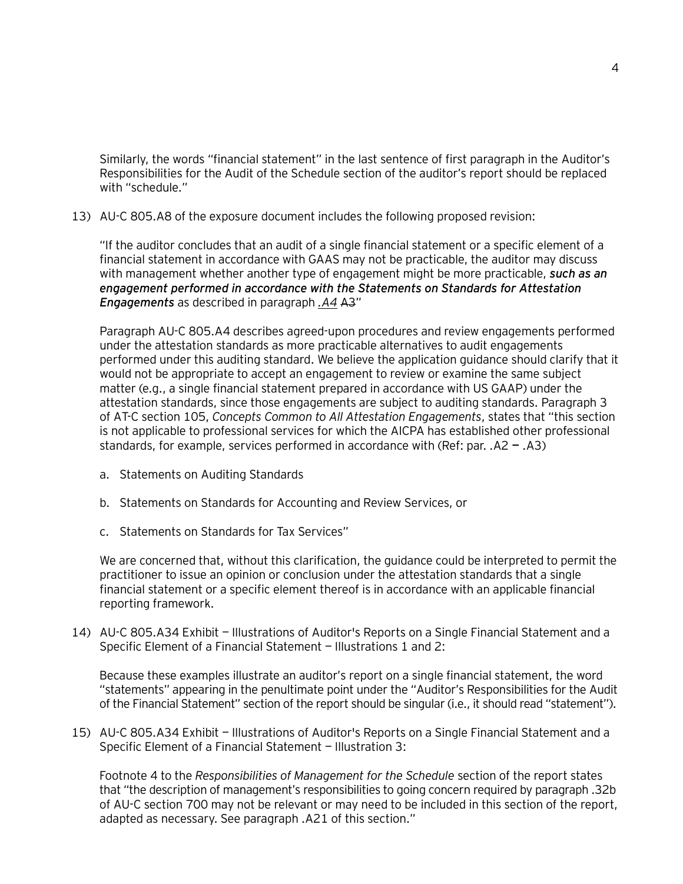Similarly, the words "financial statement" in the last sentence of first paragraph in the Auditor's Responsibilities for the Audit of the Schedule section of the auditor's report should be replaced with "schedule."

13) AU-C 805.A8 of the exposure document includes the following proposed revision:

    "If the auditor concludes that an audit of a single financial statement or a specific element of a financial statement in accordance with GAAS may not be practicable, the auditor may discuss with management whether another type of engagement might be more practicable, ***such as an engagement performed in accordance with the Statements on Standards for Attestation Engagements*** as described in paragraph *.A4* ~~A3~~"

    Paragraph AU-C 805.A4 describes agreed-upon procedures and review engagements performed under the attestation standards as more practicable alternatives to audit engagements performed under this auditing standard. We believe the application guidance should clarify that it would not be appropriate to accept an engagement to review or examine the same subject matter (e.g., a single financial statement prepared in accordance with US GAAP) under the attestation standards, since those engagements are subject to auditing standards. Paragraph 3 of AT-C section 105, *Concepts Common to All Attestation Engagements*, states that "this section is not applicable to professional services for which the AICPA has established other professional standards, for example, services performed in accordance with (Ref: par. .A2 – .A3)

    a. Statements on Auditing Standards

    b. Statements on Standards for Accounting and Review Services, or

    c. Statements on Standards for Tax Services"

    We are concerned that, without this clarification, the guidance could be interpreted to permit the practitioner to issue an opinion or conclusion under the attestation standards that a single financial statement or a specific element thereof is in accordance with an applicable financial reporting framework.

14) AU-C 805.A34 Exhibit — Illustrations of Auditor's Reports on a Single Financial Statement and a Specific Element of a Financial Statement — Illustrations 1 and 2:

    Because these examples illustrate an auditor's report on a single financial statement, the word "statements" appearing in the penultimate point under the "Auditor's Responsibilities for the Audit of the Financial Statement" section of the report should be singular (i.e., it should read "statement").

15) AU-C 805.A34 Exhibit — Illustrations of Auditor's Reports on a Single Financial Statement and a Specific Element of a Financial Statement — Illustration 3:

    Footnote 4 to the *Responsibilities of Management for the Schedule* section of the report states that "the description of management's responsibilities to going concern required by paragraph .32b of AU-C section 700 may not be relevant or may need to be included in this section of the report, adapted as necessary. See paragraph .A21 of this section."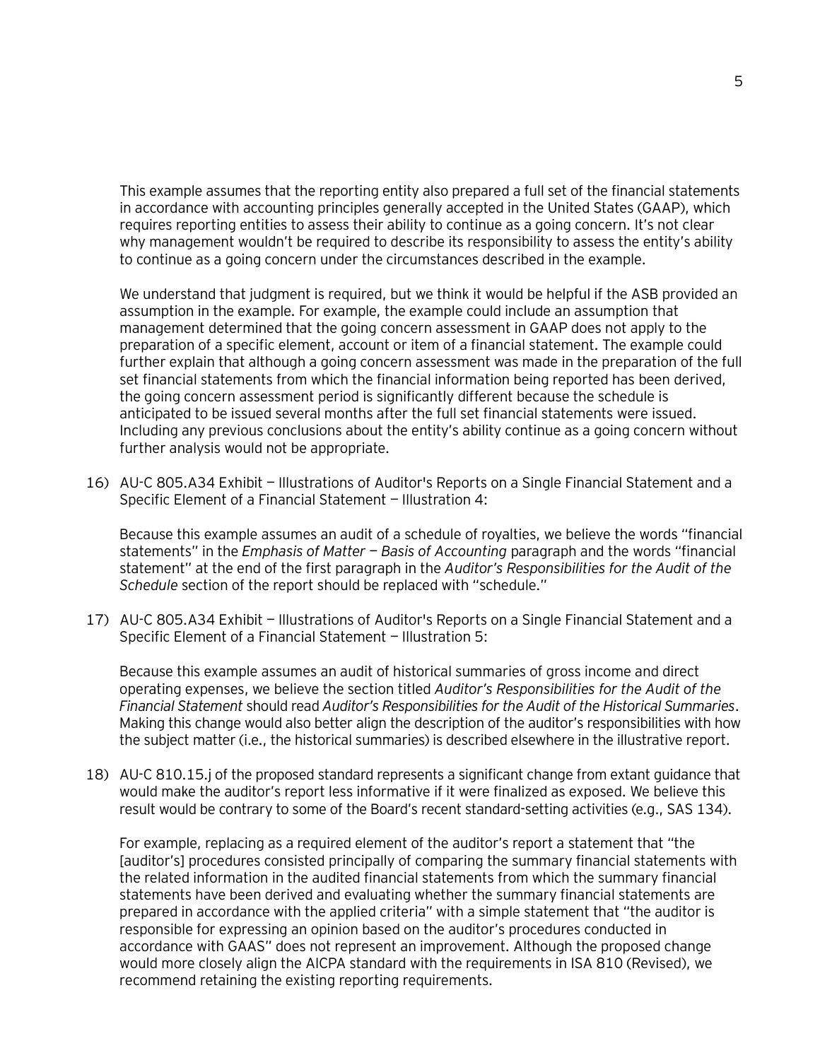This example assumes that the reporting entity also prepared a full set of the financial statements in accordance with accounting principles generally accepted in the United States (GAAP), which requires reporting entities to assess their ability to continue as a going concern. It's not clear why management wouldn't be required to describe its responsibility to assess the entity's ability to continue as a going concern under the circumstances described in the example.

We understand that judgment is required, but we think it would be helpful if the ASB provided an assumption in the example. For example, the example could include an assumption that management determined that the going concern assessment in GAAP does not apply to the preparation of a specific element, account or item of a financial statement. The example could further explain that although a going concern assessment was made in the preparation of the full set financial statements from which the financial information being reported has been derived, the going concern assessment period is significantly different because the schedule is anticipated to be issued several months after the full set financial statements were issued. Including any previous conclusions about the entity's ability continue as a going concern without further analysis would not be appropriate.

16) AU-C 805.A34 Exhibit — Illustrations of Auditor's Reports on a Single Financial Statement and a Specific Element of a Financial Statement — Illustration 4:

    Because this example assumes an audit of a schedule of royalties, we believe the words "financial statements" in the *Emphasis of Matter — Basis of Accounting* paragraph and the words "financial statement" at the end of the first paragraph in the *Auditor's Responsibilities for the Audit of the Schedule* section of the report should be replaced with "schedule."

17) AU-C 805.A34 Exhibit — Illustrations of Auditor's Reports on a Single Financial Statement and a Specific Element of a Financial Statement — Illustration 5:

    Because this example assumes an audit of historical summaries of gross income and direct operating expenses, we believe the section titled *Auditor's Responsibilities for the Audit of the Financial Statement* should read *Auditor's Responsibilities for the Audit of the Historical Summaries*. Making this change would also better align the description of the auditor's responsibilities with how the subject matter (i.e., the historical summaries) is described elsewhere in the illustrative report.

18) AU-C 810.15.j of the proposed standard represents a significant change from extant guidance that would make the auditor's report less informative if it were finalized as exposed. We believe this result would be contrary to some of the Board's recent standard-setting activities (e.g., SAS 134).

    For example, replacing as a required element of the auditor's report a statement that "the [auditor's] procedures consisted principally of comparing the summary financial statements with the related information in the audited financial statements from which the summary financial statements have been derived and evaluating whether the summary financial statements are prepared in accordance with the applied criteria" with a simple statement that "the auditor is responsible for expressing an opinion based on the auditor's procedures conducted in accordance with GAAS" does not represent an improvement. Although the proposed change would more closely align the AICPA standard with the requirements in ISA 810 (Revised), we recommend retaining the existing reporting requirements.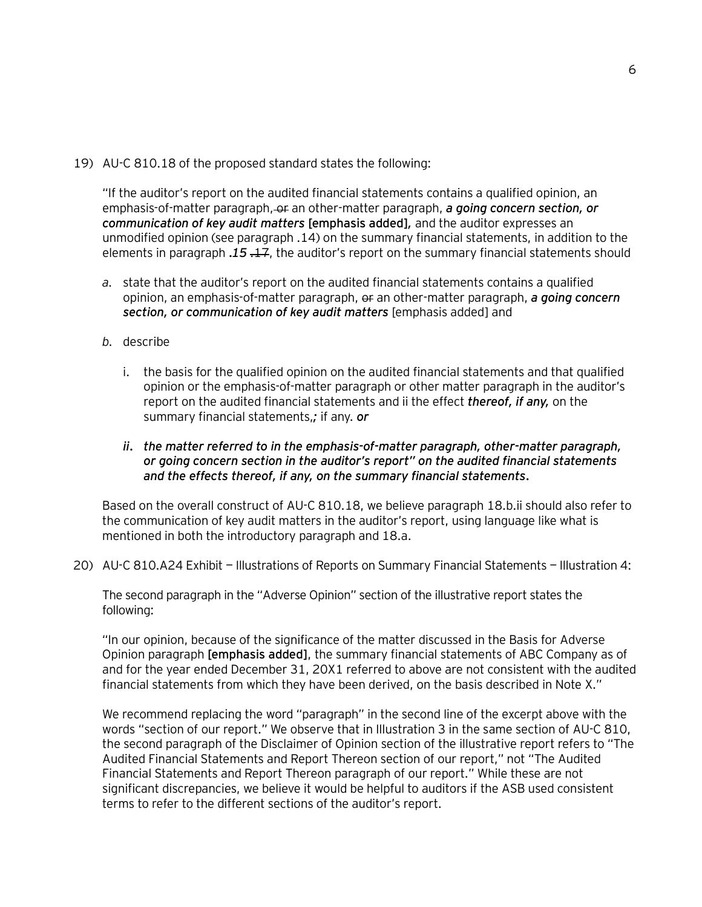19) AU-C 810.18 of the proposed standard states the following:

"If the auditor's report on the audited financial statements contains a qualified opinion, an emphasis-of-matter paragraph, ~~or~~ an other-matter paragraph, ***a going concern section, or communication of key audit matters*** **[emphasis added]**, and the auditor expresses an unmodified opinion (see paragraph .14) on the summary financial statements, in addition to the elements in paragraph ***.15*** ~~.17~~, the auditor's report on the summary financial statements should

*a.* state that the auditor's report on the audited financial statements contains a qualified opinion, an emphasis-of-matter paragraph, ~~or~~ an other-matter paragraph, ***a going concern section, or communication of key audit matters*** [emphasis added] and

*b.* describe

i. the basis for the qualified opinion on the audited financial statements and that qualified opinion or the emphasis-of-matter paragraph or other matter paragraph in the auditor's report on the audited financial statements and ii the effect ***thereof, if any,*** on the summary financial statements,***;*** if any. ***or***

***ii. the matter referred to in the emphasis-of-matter paragraph, other-matter paragraph, or going concern section in the auditor's report" on the audited financial statements and the effects thereof, if any, on the summary financial statements.***

Based on the overall construct of AU-C 810.18, we believe paragraph 18.b.ii should also refer to the communication of key audit matters in the auditor's report, using language like what is mentioned in both the introductory paragraph and 18.a.

20) AU-C 810.A24 Exhibit — Illustrations of Reports on Summary Financial Statements — Illustration 4:

The second paragraph in the "Adverse Opinion" section of the illustrative report states the following:

"In our opinion, because of the significance of the matter discussed in the Basis for Adverse Opinion paragraph **[emphasis added]**, the summary financial statements of ABC Company as of and for the year ended December 31, 20X1 referred to above are not consistent with the audited financial statements from which they have been derived, on the basis described in Note X."

We recommend replacing the word "paragraph" in the second line of the excerpt above with the words "section of our report." We observe that in Illustration 3 in the same section of AU-C 810, the second paragraph of the Disclaimer of Opinion section of the illustrative report refers to "The Audited Financial Statements and Report Thereon section of our report," not "The Audited Financial Statements and Report Thereon paragraph of our report." While these are not significant discrepancies, we believe it would be helpful to auditors if the ASB used consistent terms to refer to the different sections of the auditor's report.